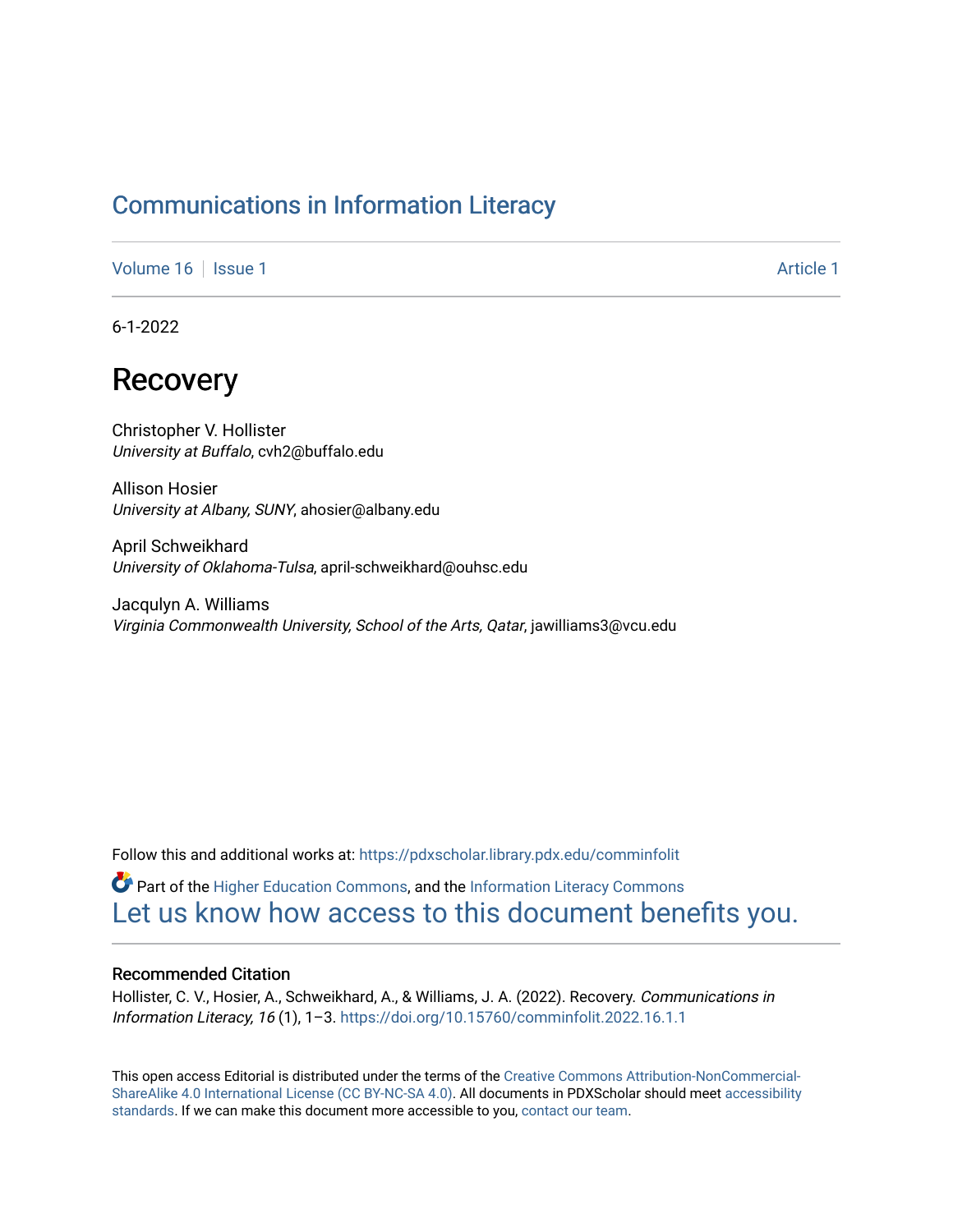# Communications in Information Literacy

Volume 16 | Issue 1 | Article 1

6-1-2022

## Recovery

Christopher V. Hollister
*University at Buffalo*, cvh2@buffalo.edu

Allison Hosier
*University at Albany, SUNY*, ahosier@albany.edu

April Schweikhard
*University of Oklahoma-Tulsa*, april-schweikhard@ouhsc.edu

Jacqulyn A. Williams
*Virginia Commonwealth University, School of the Arts, Qatar*, jawilliams3@vcu.edu

Follow this and additional works at: https://pdxscholar.library.pdx.edu/comminfolit

Part of the Higher Education Commons, and the Information Literacy Commons

Let us know how access to this document benefits you.

### Recommended Citation

Hollister, C. V., Hosier, A., Schweikhard, A., & Williams, J. A. (2022). Recovery. *Communications in Information Literacy, 16* (1), 1–3. https://doi.org/10.15760/comminfolit.2022.16.1.1

This open access Editorial is distributed under the terms of the Creative Commons Attribution-NonCommercial-ShareAlike 4.0 International License (CC BY-NC-SA 4.0). All documents in PDXScholar should meet accessibility standards. If we can make this document more accessible to you, contact our team.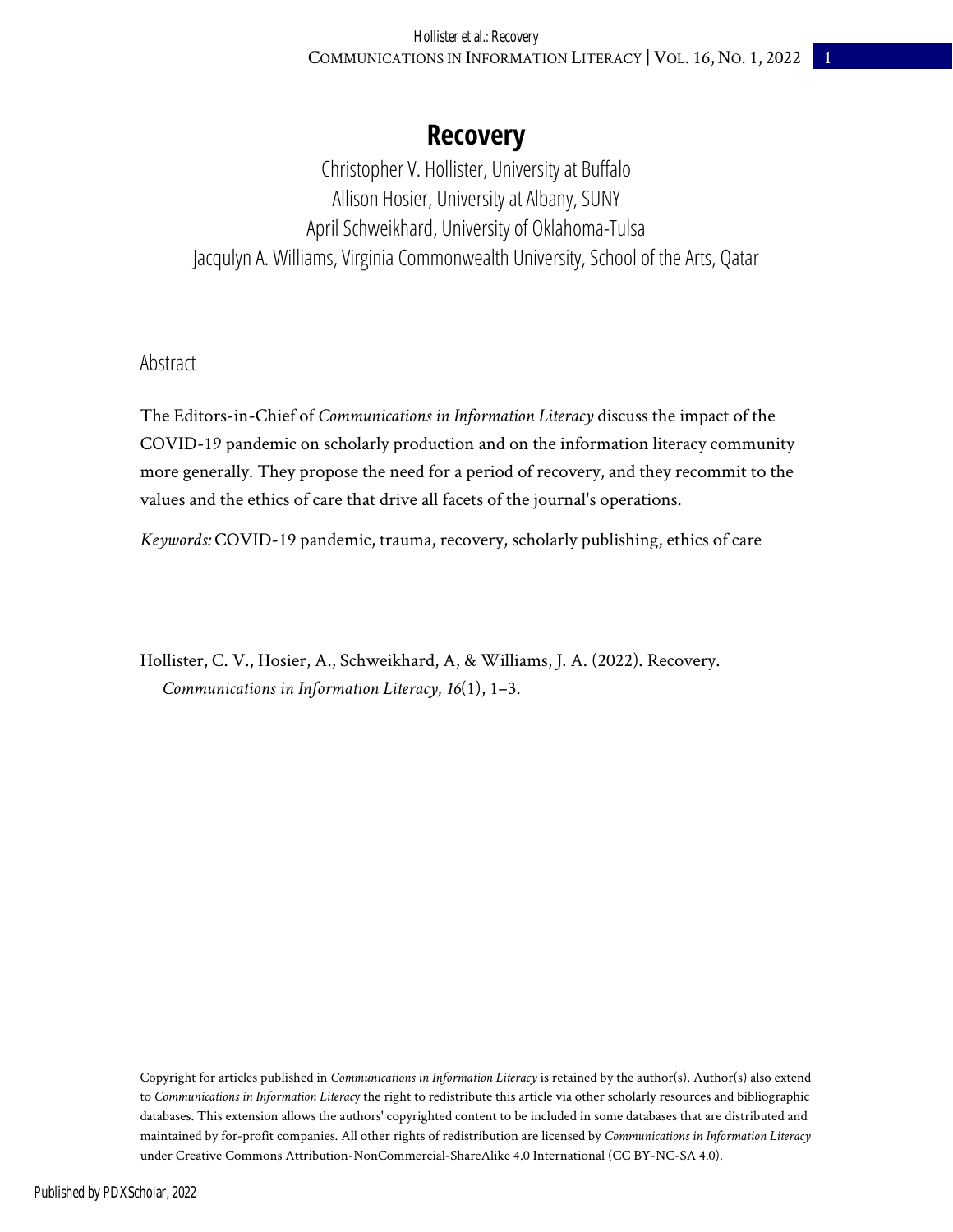# Recovery

Christopher V. Hollister, University at Buffalo
Allison Hosier, University at Albany, SUNY
April Schweikhard, University of Oklahoma-Tulsa
Jacqulyn A. Williams, Virginia Commonwealth University, School of the Arts, Qatar

## Abstract

The Editors-in-Chief of *Communications in Information Literacy* discuss the impact of the COVID-19 pandemic on scholarly production and on the information literacy community more generally. They propose the need for a period of recovery, and they recommit to the values and the ethics of care that drive all facets of the journal's operations.

*Keywords:* COVID-19 pandemic, trauma, recovery, scholarly publishing, ethics of care

Hollister, C. V., Hosier, A., Schweikhard, A, & Williams, J. A. (2022). Recovery. *Communications in Information Literacy, 16*(1), 1–3.

Copyright for articles published in *Communications in Information Literacy* is retained by the author(s). Author(s) also extend to *Communications in Information Literacy* the right to redistribute this article via other scholarly resources and bibliographic databases. This extension allows the authors' copyrighted content to be included in some databases that are distributed and maintained by for-profit companies. All other rights of redistribution are licensed by *Communications in Information Literacy* under Creative Commons Attribution-NonCommercial-ShareAlike 4.0 International (CC BY-NC-SA 4.0).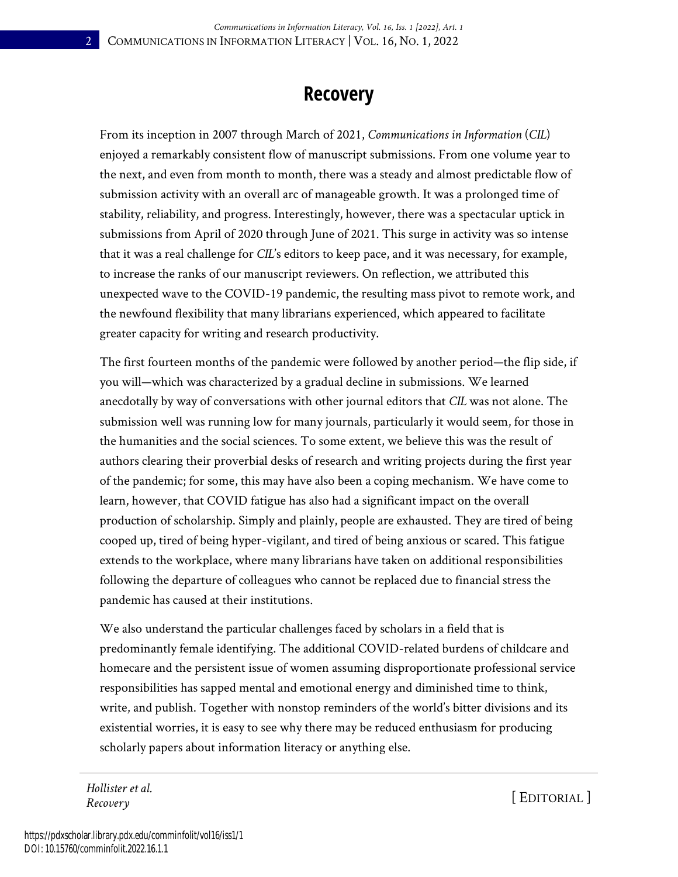# Recovery

From its inception in 2007 through March of 2021, *Communications in Information* (*CIL*) enjoyed a remarkably consistent flow of manuscript submissions. From one volume year to the next, and even from month to month, there was a steady and almost predictable flow of submission activity with an overall arc of manageable growth. It was a prolonged time of stability, reliability, and progress. Interestingly, however, there was a spectacular uptick in submissions from April of 2020 through June of 2021. This surge in activity was so intense that it was a real challenge for *CIL*'s editors to keep pace, and it was necessary, for example, to increase the ranks of our manuscript reviewers. On reflection, we attributed this unexpected wave to the COVID-19 pandemic, the resulting mass pivot to remote work, and the newfound flexibility that many librarians experienced, which appeared to facilitate greater capacity for writing and research productivity.

The first fourteen months of the pandemic were followed by another period—the flip side, if you will—which was characterized by a gradual decline in submissions. We learned anecdotally by way of conversations with other journal editors that *CIL* was not alone. The submission well was running low for many journals, particularly it would seem, for those in the humanities and the social sciences. To some extent, we believe this was the result of authors clearing their proverbial desks of research and writing projects during the first year of the pandemic; for some, this may have also been a coping mechanism. We have come to learn, however, that COVID fatigue has also had a significant impact on the overall production of scholarship. Simply and plainly, people are exhausted. They are tired of being cooped up, tired of being hyper-vigilant, and tired of being anxious or scared. This fatigue extends to the workplace, where many librarians have taken on additional responsibilities following the departure of colleagues who cannot be replaced due to financial stress the pandemic has caused at their institutions.

We also understand the particular challenges faced by scholars in a field that is predominantly female identifying. The additional COVID-related burdens of childcare and homecare and the persistent issue of women assuming disproportionate professional service responsibilities has sapped mental and emotional energy and diminished time to think, write, and publish. Together with nonstop reminders of the world's bitter divisions and its existential worries, it is easy to see why there may be reduced enthusiasm for producing scholarly papers about information literacy or anything else.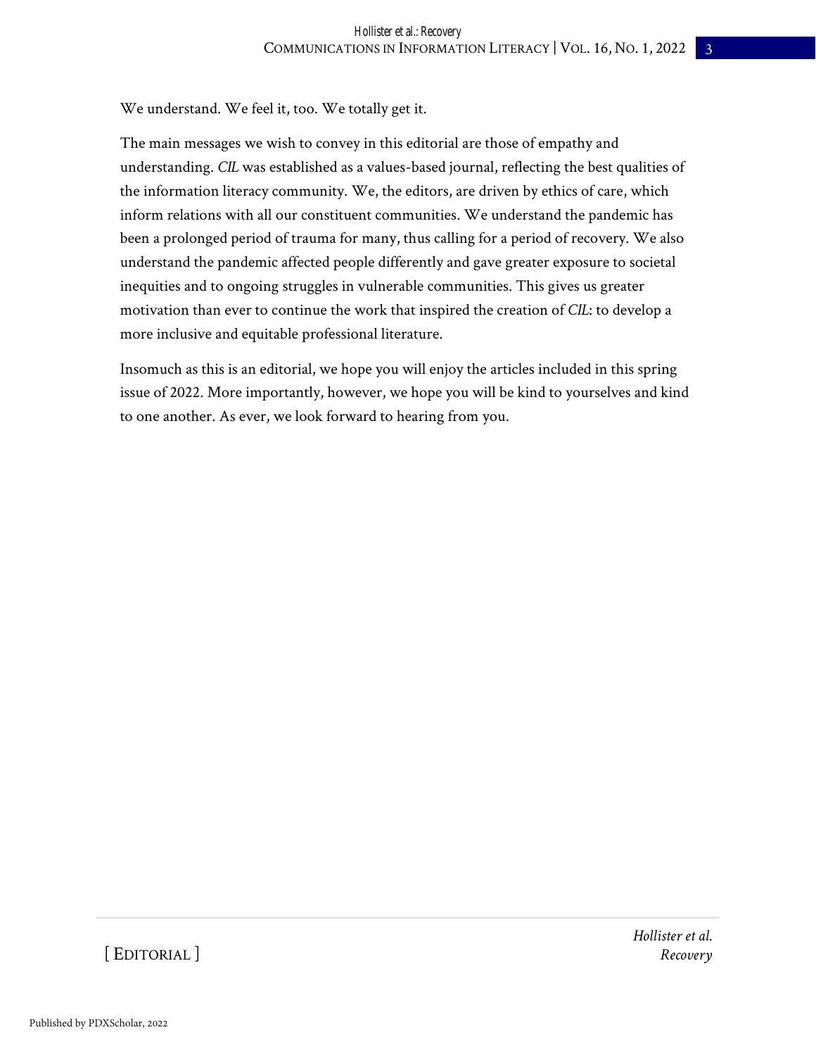We understand. We feel it, too. We totally get it.

The main messages we wish to convey in this editorial are those of empathy and understanding. *CIL* was established as a values-based journal, reflecting the best qualities of the information literacy community. We, the editors, are driven by ethics of care, which inform relations with all our constituent communities. We understand the pandemic has been a prolonged period of trauma for many, thus calling for a period of recovery. We also understand the pandemic affected people differently and gave greater exposure to societal inequities and to ongoing struggles in vulnerable communities. This gives us greater motivation than ever to continue the work that inspired the creation of *CIL*: to develop a more inclusive and equitable professional literature.

Insomuch as this is an editorial, we hope you will enjoy the articles included in this spring issue of 2022. More importantly, however, we hope you will be kind to yourselves and kind to one another. As ever, we look forward to hearing from you.